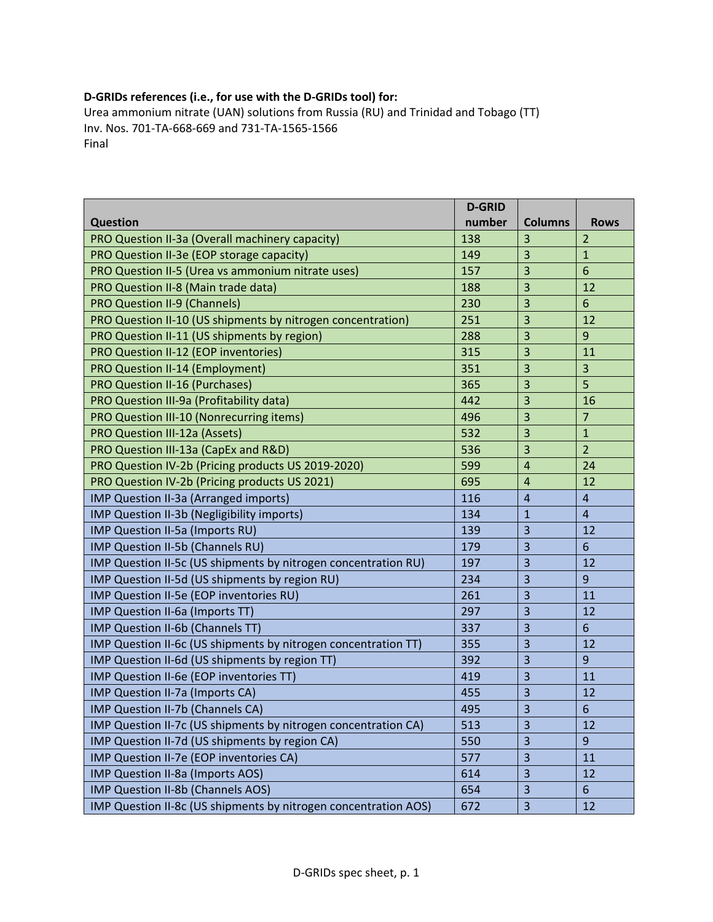**D-GRIDs references (i.e., for use with the D-GRIDs tool) for:**
Urea ammonium nitrate (UAN) solutions from Russia (RU) and Trinidad and Tobago (TT)
Inv. Nos. 701-TA-668-669 and 731-TA-1565-1566
Final

| Question | D-GRID number | Columns | Rows |
|---|---|---|---|
| PRO Question II-3a (Overall machinery capacity) | 138 | 3 | 2 |
| PRO Question II-3e (EOP storage capacity) | 149 | 3 | 1 |
| PRO Question II-5 (Urea vs ammonium nitrate uses) | 157 | 3 | 6 |
| PRO Question II-8 (Main trade data) | 188 | 3 | 12 |
| PRO Question II-9 (Channels) | 230 | 3 | 6 |
| PRO Question II-10 (US shipments by nitrogen concentration) | 251 | 3 | 12 |
| PRO Question II-11 (US shipments by region) | 288 | 3 | 9 |
| PRO Question II-12 (EOP inventories) | 315 | 3 | 11 |
| PRO Question II-14 (Employment) | 351 | 3 | 3 |
| PRO Question II-16 (Purchases) | 365 | 3 | 5 |
| PRO Question III-9a (Profitability data) | 442 | 3 | 16 |
| PRO Question III-10 (Nonrecurring items) | 496 | 3 | 7 |
| PRO Question III-12a (Assets) | 532 | 3 | 1 |
| PRO Question III-13a (CapEx and R&D) | 536 | 3 | 2 |
| PRO Question IV-2b (Pricing products US 2019-2020) | 599 | 4 | 24 |
| PRO Question IV-2b (Pricing products US 2021) | 695 | 4 | 12 |
| IMP Question II-3a (Arranged imports) | 116 | 4 | 4 |
| IMP Question II-3b (Negligibility imports) | 134 | 1 | 4 |
| IMP Question II-5a (Imports RU) | 139 | 3 | 12 |
| IMP Question II-5b (Channels RU) | 179 | 3 | 6 |
| IMP Question II-5c (US shipments by nitrogen concentration RU) | 197 | 3 | 12 |
| IMP Question II-5d (US shipments by region RU) | 234 | 3 | 9 |
| IMP Question II-5e (EOP inventories RU) | 261 | 3 | 11 |
| IMP Question II-6a (Imports TT) | 297 | 3 | 12 |
| IMP Question II-6b (Channels TT) | 337 | 3 | 6 |
| IMP Question II-6c (US shipments by nitrogen concentration TT) | 355 | 3 | 12 |
| IMP Question II-6d (US shipments by region TT) | 392 | 3 | 9 |
| IMP Question II-6e (EOP inventories TT) | 419 | 3 | 11 |
| IMP Question II-7a (Imports CA) | 455 | 3 | 12 |
| IMP Question II-7b (Channels CA) | 495 | 3 | 6 |
| IMP Question II-7c (US shipments by nitrogen concentration CA) | 513 | 3 | 12 |
| IMP Question II-7d (US shipments by region CA) | 550 | 3 | 9 |
| IMP Question II-7e (EOP inventories CA) | 577 | 3 | 11 |
| IMP Question II-8a (Imports AOS) | 614 | 3 | 12 |
| IMP Question II-8b (Channels AOS) | 654 | 3 | 6 |
| IMP Question II-8c (US shipments by nitrogen concentration AOS) | 672 | 3 | 12 |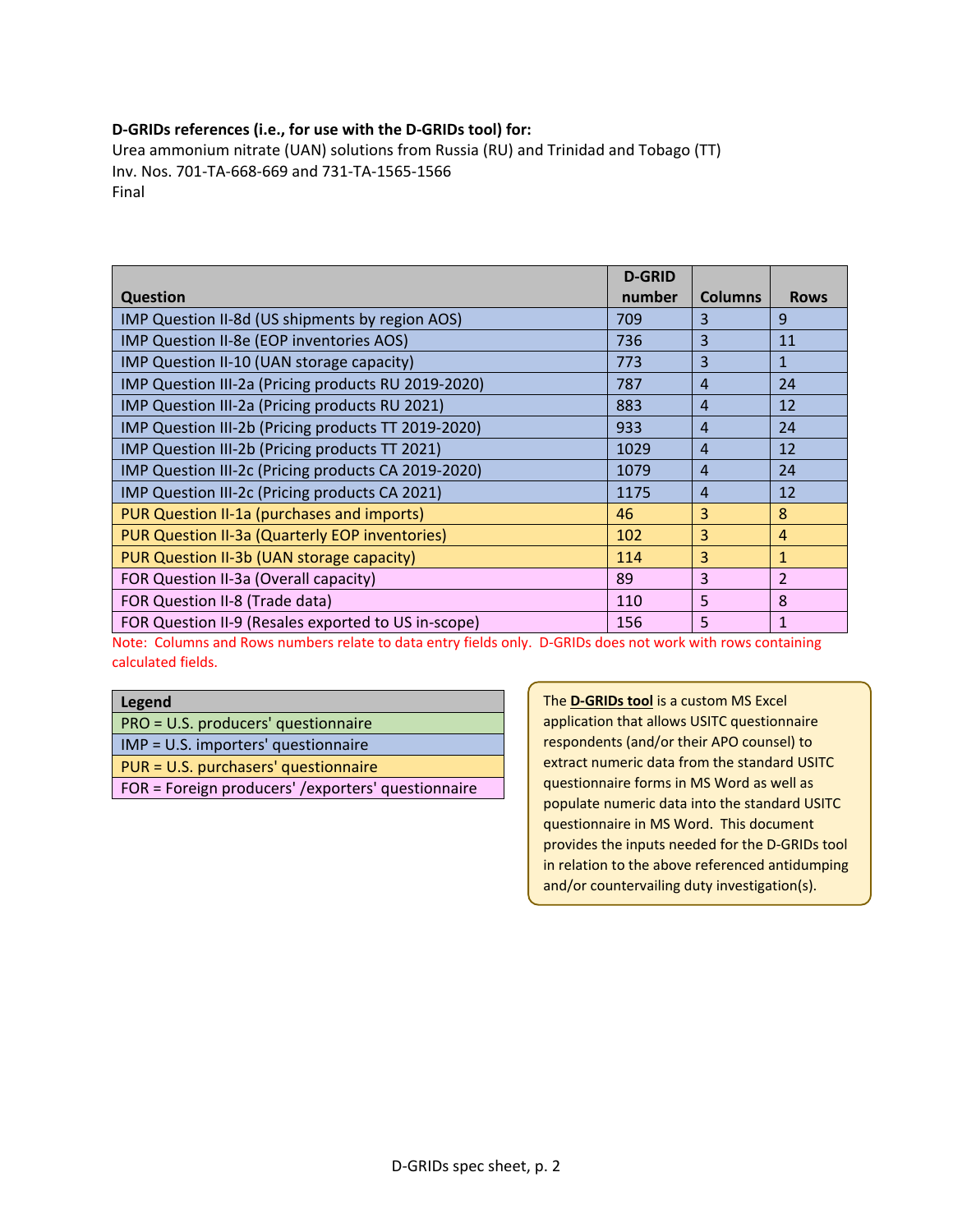**D-GRIDs references (i.e., for use with the D-GRIDs tool) for:**

Urea ammonium nitrate (UAN) solutions from Russia (RU) and Trinidad and Tobago (TT)
Inv. Nos. 701-TA-668-669 and 731-TA-1565-1566
Final

| Question | D-GRID number | Columns | Rows |
|---|---|---|---|
| IMP Question II-8d (US shipments by region AOS) | 709 | 3 | 9 |
| IMP Question II-8e (EOP inventories AOS) | 736 | 3 | 11 |
| IMP Question II-10 (UAN storage capacity) | 773 | 3 | 1 |
| IMP Question III-2a (Pricing products RU 2019-2020) | 787 | 4 | 24 |
| IMP Question III-2a (Pricing products RU 2021) | 883 | 4 | 12 |
| IMP Question III-2b (Pricing products TT 2019-2020) | 933 | 4 | 24 |
| IMP Question III-2b (Pricing products TT 2021) | 1029 | 4 | 12 |
| IMP Question III-2c (Pricing products CA 2019-2020) | 1079 | 4 | 24 |
| IMP Question III-2c (Pricing products CA 2021) | 1175 | 4 | 12 |
| PUR Question II-1a (purchases and imports) | 46 | 3 | 8 |
| PUR Question II-3a (Quarterly EOP inventories) | 102 | 3 | 4 |
| PUR Question II-3b (UAN storage capacity) | 114 | 3 | 1 |
| FOR Question II-3a (Overall capacity) | 89 | 3 | 2 |
| FOR Question II-8 (Trade data) | 110 | 5 | 8 |
| FOR Question II-9 (Resales exported to US in-scope) | 156 | 5 | 1 |

Note: Columns and Rows numbers relate to data entry fields only. D-GRIDs does not work with rows containing calculated fields.

| Legend |
|---|
| PRO = U.S. producers' questionnaire |
| IMP = U.S. importers' questionnaire |
| PUR = U.S. purchasers' questionnaire |
| FOR = Foreign producers' /exporters' questionnaire |

The **D-GRIDs tool** is a custom MS Excel application that allows USITC questionnaire respondents (and/or their APO counsel) to extract numeric data from the standard USITC questionnaire forms in MS Word as well as populate numeric data into the standard USITC questionnaire in MS Word. This document provides the inputs needed for the D-GRIDs tool in relation to the above referenced antidumping and/or countervailing duty investigation(s).